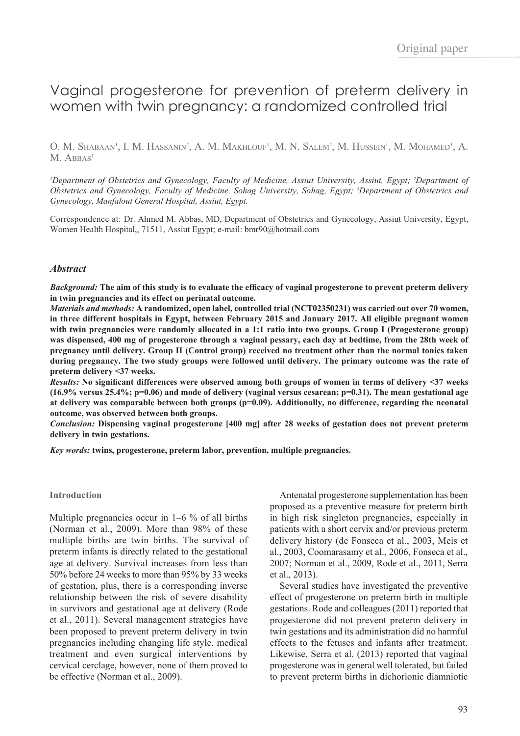Original paper

# Vaginal progesterone for prevention of preterm delivery in women with twin pregnancy: a randomized controlled trial

O. M. Shabaan[1], I. M. Hassanin[2], A. M. Makhlouf[1], M. N. Salem[2], M. Hussein[1], M. Mohamed[3], A. M. Abbas[1]

*[1]Department of Obstetrics and Gynecology, Faculty of Medicine, Assiut University, Assiut, Egypt; [2]Department of Obstetrics and Gynecology, Faculty of Medicine, Sohag University, Sohag, Egypt; [3]Department of Obstetrics and Gynecology, Manfalout General Hospital, Assiut, Egypt.*

Correspondence at: Dr. Ahmed M. Abbas, MD, Department of Obstetrics and Gynecology, Assiut University, Egypt, Women Health Hospital,, 71511, Assiut Egypt; e-mail: bmr90@hotmail.com

## Abstract

***Background:*** **The aim of this study is to evaluate the efficacy of vaginal progesterone to prevent preterm delivery in twin pregnancies and its effect on perinatal outcome.**

***Materials and methods:*** **A randomized, open label, controlled trial (NCT02350231) was carried out over 70 women, in three different hospitals in Egypt, between February 2015 and January 2017. All eligible pregnant women with twin pregnancies were randomly allocated in a 1:1 ratio into two groups. Group I (Progesterone group) was dispensed, 400 mg of progesterone through a vaginal pessary, each day at bedtime, from the 28th week of pregnancy until delivery. Group II (Control group) received no treatment other than the normal tonics taken during pregnancy. The two study groups were followed until delivery. The primary outcome was the rate of preterm delivery <37 weeks.**

***Results:*** **No significant differences were observed among both groups of women in terms of delivery <37 weeks (16.9% versus 25.4%; p=0.06) and mode of delivery (vaginal versus cesarean; p=0.31). The mean gestational age at delivery was comparable between both groups (p=0.09). Additionally, no difference, regarding the neonatal outcome, was observed between both groups.**

***Conclusion:*** **Dispensing vaginal progesterone [400 mg] after 28 weeks of gestation does not prevent preterm delivery in twin gestations.**

***Key words:*** **twins, progesterone, preterm labor, prevention, multiple pregnancies.**

## Introduction

Multiple pregnancies occur in 1–6 % of all births (Norman et al., 2009). More than 98% of these multiple births are twin births. The survival of preterm infants is directly related to the gestational age at delivery. Survival increases from less than 50% before 24 weeks to more than 95% by 33 weeks of gestation, plus, there is a corresponding inverse relationship between the risk of severe disability in survivors and gestational age at delivery (Rode et al., 2011). Several management strategies have been proposed to prevent preterm delivery in twin pregnancies including changing life style, medical treatment and even surgical interventions by cervical cerclage, however, none of them proved to be effective (Norman et al., 2009).

Antenatal progesterone supplementation has been proposed as a preventive measure for preterm birth in high risk singleton pregnancies, especially in patients with a short cervix and/or previous preterm delivery history (de Fonseca et al., 2003, Meis et al., 2003, Coomarasamy et al., 2006, Fonseca et al., 2007; Norman et al., 2009, Rode et al., 2011, Serra et al., 2013).

Several studies have investigated the preventive effect of progesterone on preterm birth in multiple gestations. Rode and colleagues (2011) reported that progesterone did not prevent preterm delivery in twin gestations and its administration did no harmful effects to the fetuses and infants after treatment. Likewise, Serra et al. (2013) reported that vaginal progesterone was in general well tolerated, but failed to prevent preterm births in dichorionic diamniotic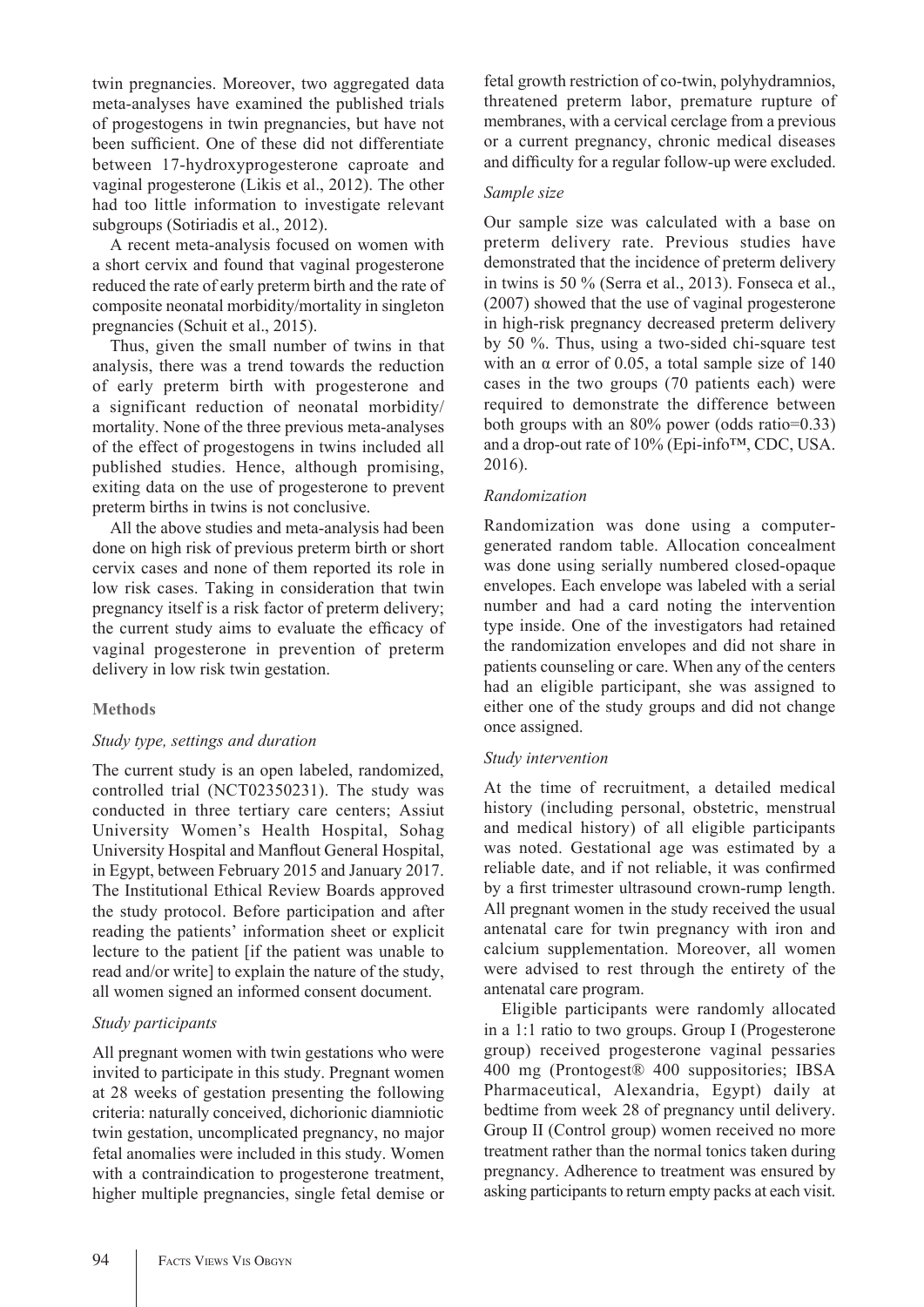twin pregnancies. Moreover, two aggregated data meta-analyses have examined the published trials of progestogens in twin pregnancies, but have not been sufficient. One of these did not differentiate between 17-hydroxyprogesterone caproate and vaginal progesterone (Likis et al., 2012). The other had too little information to investigate relevant subgroups (Sotiriadis et al., 2012).

A recent meta-analysis focused on women with a short cervix and found that vaginal progesterone reduced the rate of early preterm birth and the rate of composite neonatal morbidity/mortality in singleton pregnancies (Schuit et al., 2015).

Thus, given the small number of twins in that analysis, there was a trend towards the reduction of early preterm birth with progesterone and a significant reduction of neonatal morbidity/mortality. None of the three previous meta-analyses of the effect of progestogens in twins included all published studies. Hence, although promising, exiting data on the use of progesterone to prevent preterm births in twins is not conclusive.

All the above studies and meta-analysis had been done on high risk of previous preterm birth or short cervix cases and none of them reported its role in low risk cases. Taking in consideration that twin pregnancy itself is a risk factor of preterm delivery; the current study aims to evaluate the efficacy of vaginal progesterone in prevention of preterm delivery in low risk twin gestation.

## Methods

### *Study type, settings and duration*

The current study is an open labeled, randomized, controlled trial (NCT02350231). The study was conducted in three tertiary care centers; Assiut University Women's Health Hospital, Sohag University Hospital and Manflout General Hospital, in Egypt, between February 2015 and January 2017. The Institutional Ethical Review Boards approved the study protocol. Before participation and after reading the patients' information sheet or explicit lecture to the patient [if the patient was unable to read and/or write] to explain the nature of the study, all women signed an informed consent document.

### *Study participants*

All pregnant women with twin gestations who were invited to participate in this study. Pregnant women at 28 weeks of gestation presenting the following criteria: naturally conceived, dichorionic diamniotic twin gestation, uncomplicated pregnancy, no major fetal anomalies were included in this study. Women with a contraindication to progesterone treatment, higher multiple pregnancies, single fetal demise or fetal growth restriction of co-twin, polyhydramnios, threatened preterm labor, premature rupture of membranes, with a cervical cerclage from a previous or a current pregnancy, chronic medical diseases and difficulty for a regular follow-up were excluded.

### *Sample size*

Our sample size was calculated with a base on preterm delivery rate. Previous studies have demonstrated that the incidence of preterm delivery in twins is 50 % (Serra et al., 2013). Fonseca et al., (2007) showed that the use of vaginal progesterone in high-risk pregnancy decreased preterm delivery by 50 %. Thus, using a two-sided chi-square test with an α error of 0.05, a total sample size of 140 cases in the two groups (70 patients each) were required to demonstrate the difference between both groups with an 80% power (odds ratio=0.33) and a drop-out rate of 10% (Epi-info™, CDC, USA. 2016).

### *Randomization*

Randomization was done using a computer-generated random table. Allocation concealment was done using serially numbered closed-opaque envelopes. Each envelope was labeled with a serial number and had a card noting the intervention type inside. One of the investigators had retained the randomization envelopes and did not share in patients counseling or care. When any of the centers had an eligible participant, she was assigned to either one of the study groups and did not change once assigned.

### *Study intervention*

At the time of recruitment, a detailed medical history (including personal, obstetric, menstrual and medical history) of all eligible participants was noted. Gestational age was estimated by a reliable date, and if not reliable, it was confirmed by a first trimester ultrasound crown-rump length. All pregnant women in the study received the usual antenatal care for twin pregnancy with iron and calcium supplementation. Moreover, all women were advised to rest through the entirety of the antenatal care program.

Eligible participants were randomly allocated in a 1:1 ratio to two groups. Group I (Progesterone group) received progesterone vaginal pessaries 400 mg (Prontogest® 400 suppositories; IBSA Pharmaceutical, Alexandria, Egypt) daily at bedtime from week 28 of pregnancy until delivery. Group II (Control group) women received no more treatment rather than the normal tonics taken during pregnancy. Adherence to treatment was ensured by asking participants to return empty packs at each visit.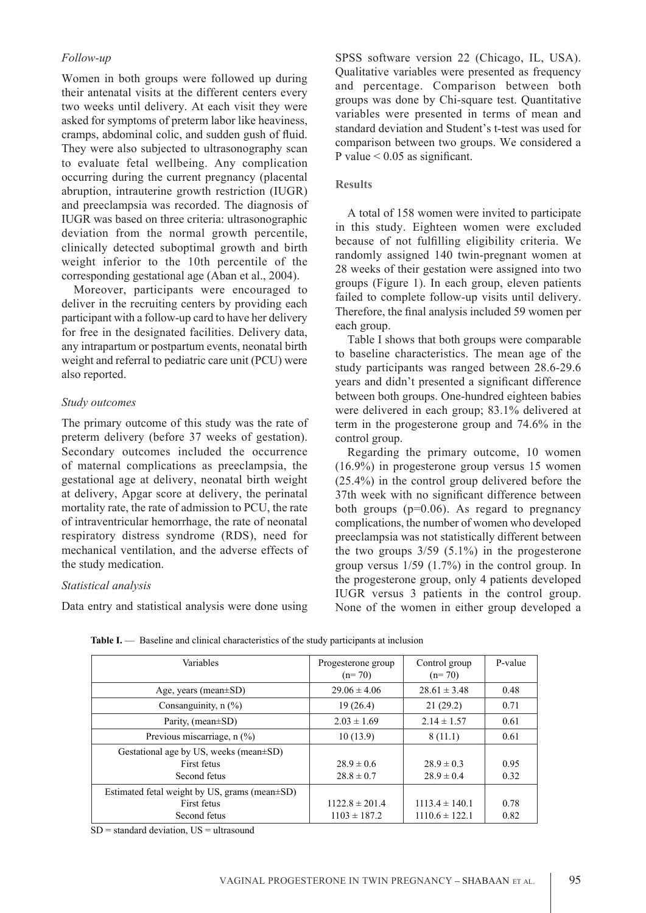*Follow-up*

Women in both groups were followed up during their antenatal visits at the different centers every two weeks until delivery. At each visit they were asked for symptoms of preterm labor like heaviness, cramps, abdominal colic, and sudden gush of fluid. They were also subjected to ultrasonography scan to evaluate fetal wellbeing. Any complication occurring during the current pregnancy (placental abruption, intrauterine growth restriction (IUGR) and preeclampsia was recorded. The diagnosis of IUGR was based on three criteria: ultrasonographic deviation from the normal growth percentile, clinically detected suboptimal growth and birth weight inferior to the 10th percentile of the corresponding gestational age (Aban et al., 2004).

Moreover, participants were encouraged to deliver in the recruiting centers by providing each participant with a follow-up card to have her delivery for free in the designated facilities. Delivery data, any intrapartum or postpartum events, neonatal birth weight and referral to pediatric care unit (PCU) were also reported.

*Study outcomes*

The primary outcome of this study was the rate of preterm delivery (before 37 weeks of gestation). Secondary outcomes included the occurrence of maternal complications as preeclampsia, the gestational age at delivery, neonatal birth weight at delivery, Apgar score at delivery, the perinatal mortality rate, the rate of admission to PCU, the rate of intraventricular hemorrhage, the rate of neonatal respiratory distress syndrome (RDS), need for mechanical ventilation, and the adverse effects of the study medication.

*Statistical analysis*

Data entry and statistical analysis were done using SPSS software version 22 (Chicago, IL, USA). Qualitative variables were presented as frequency and percentage. Comparison between both groups was done by Chi-square test. Quantitative variables were presented in terms of mean and standard deviation and Student's t-test was used for comparison between two groups. We considered a P value < 0.05 as significant.

## Results

A total of 158 women were invited to participate in this study. Eighteen women were excluded because of not fulfilling eligibility criteria. We randomly assigned 140 twin-pregnant women at 28 weeks of their gestation were assigned into two groups (Figure 1). In each group, eleven patients failed to complete follow-up visits until delivery. Therefore, the final analysis included 59 women per each group.

Table I shows that both groups were comparable to baseline characteristics. The mean age of the study participants was ranged between 28.6-29.6 years and didn't presented a significant difference between both groups. One-hundred eighteen babies were delivered in each group; 83.1% delivered at term in the progesterone group and 74.6% in the control group.

Regarding the primary outcome, 10 women (16.9%) in progesterone group versus 15 women (25.4%) in the control group delivered before the 37th week with no significant difference between both groups (p=0.06). As regard to pregnancy complications, the number of women who developed preeclampsia was not statistically different between the two groups 3/59 (5.1%) in the progesterone group versus 1/59 (1.7%) in the control group. In the progesterone group, only 4 patients developed IUGR versus 3 patients in the control group. None of the women in either group developed a

**Table I.** — Baseline and clinical characteristics of the study participants at inclusion

| Variables | Progesterone group (n= 70) | Control group (n= 70) | P-value |
|---|---|---|---|
| Age, years (mean±SD) | 29.06 ± 4.06 | 28.61 ± 3.48 | 0.48 |
| Consanguinity, n (%) | 19 (26.4) | 21 (29.2) | 0.71 |
| Parity, (mean±SD) | 2.03 ± 1.69 | 2.14 ± 1.57 | 0.61 |
| Previous miscarriage, n (%) | 10 (13.9) | 8 (11.1) | 0.61 |
| Gestational age by US, weeks (mean±SD) | | | |
| First fetus | 28.9 ± 0.6 | 28.9 ± 0.3 | 0.95 |
| Second fetus | 28.8 ± 0.7 | 28.9 ± 0.4 | 0.32 |
| Estimated fetal weight by US, grams (mean±SD) | | | |
| First fetus | 1122.8 ± 201.4 | 1113.4 ± 140.1 | 0.78 |
| Second fetus | 1103 ± 187.2 | 1110.6 ± 122.1 | 0.82 |

SD = standard deviation, US = ultrasound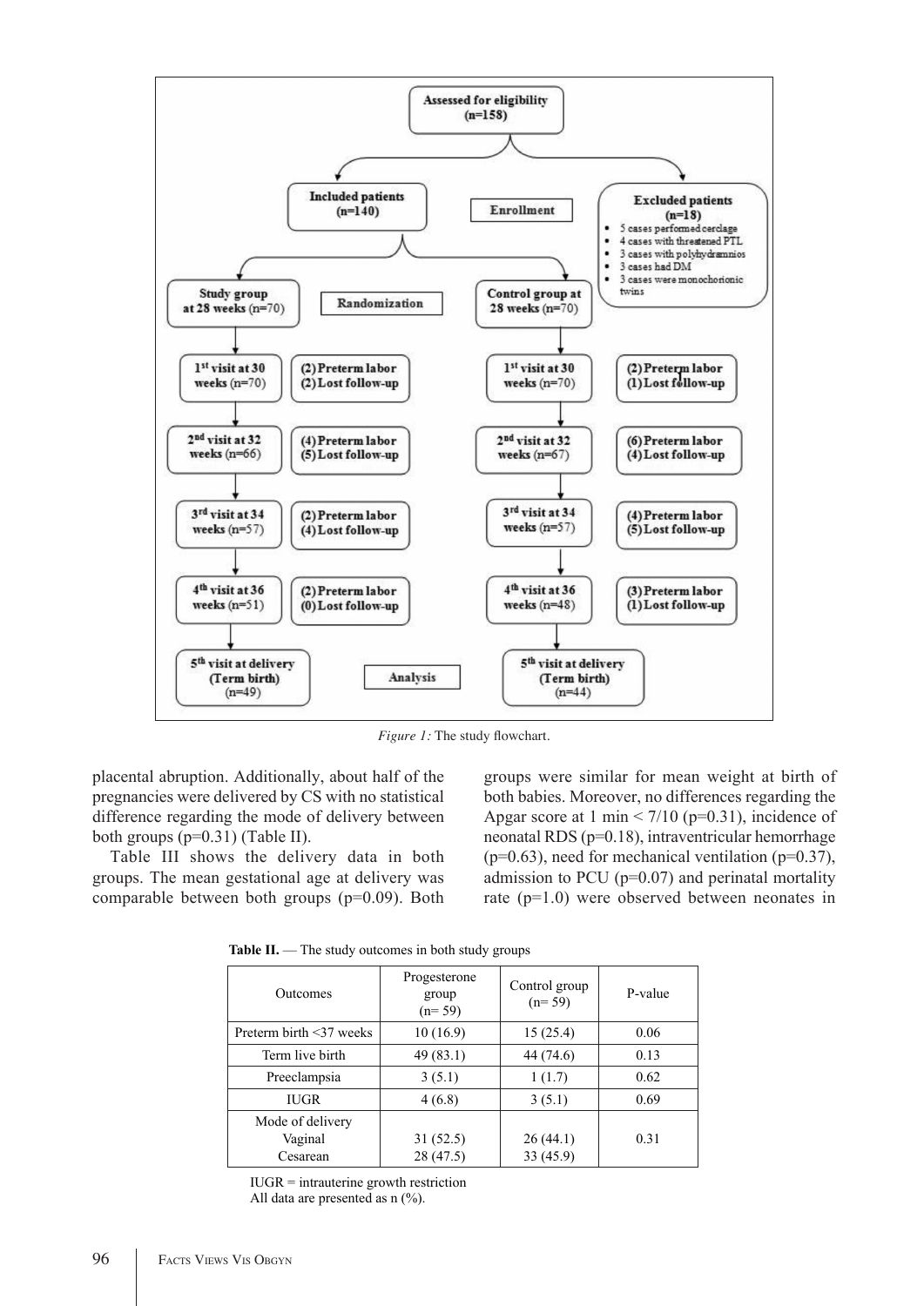Assessed for eligibility (n=158)

Included patients (n=140)

Enrollment

Excluded patients (n=18)

- 5 cases performed cerclage
- 4 cases with threatened PTL
- 3 cases with polyhydramnios
- 3 cases had DM
- 3 cases were monochorionic twins

Study group at 28 weeks (n=70)

Randomization

Control group at 28 weeks (n=70)

1st visit at 30 weeks (n=70) — (2) Preterm labor (2) Lost follow-up

1st visit at 30 weeks (n=70) — (2) Preterm labor (1) Lost follow-up

2nd visit at 32 weeks (n=66) — (4) Preterm labor (5) Lost follow-up

2nd visit at 32 weeks (n=67) — (6) Preterm labor (4) Lost follow-up

3rd visit at 34 weeks (n=57) — (2) Preterm labor (4) Lost follow-up

3rd visit at 34 weeks (n=57) — (4) Preterm labor (5) Lost follow-up

4th visit at 36 weeks (n=51) — (2) Preterm labor (0) Lost follow-up

4th visit at 36 weeks (n=48) — (3) Preterm labor (1) Lost follow-up

5th visit at delivery (Term birth) (n=49)

Analysis

5th visit at delivery (Term birth) (n=44)

*Figure 1:* The study flowchart.

placental abruption. Additionally, about half of the pregnancies were delivered by CS with no statistical difference regarding the mode of delivery between both groups (p=0.31) (Table II).

Table III shows the delivery data in both groups. The mean gestational age at delivery was comparable between both groups (p=0.09). Both groups were similar for mean weight at birth of both babies. Moreover, no differences regarding the Apgar score at 1 min < 7/10 (p=0.31), incidence of neonatal RDS (p=0.18), intraventricular hemorrhage (p=0.63), need for mechanical ventilation (p=0.37), admission to PCU (p=0.07) and perinatal mortality rate (p=1.0) were observed between neonates in

**Table II.** — The study outcomes in both study groups

| Outcomes | Progesterone group (n= 59) | Control group (n= 59) | P-value |
|---|---|---|---|
| Preterm birth <37 weeks | 10 (16.9) | 15 (25.4) | 0.06 |
| Term live birth | 49 (83.1) | 44 (74.6) | 0.13 |
| Preeclampsia | 3 (5.1) | 1 (1.7) | 0.62 |
| IUGR | 4 (6.8) | 3 (5.1) | 0.69 |
| Mode of delivery | | | 0.31 |
| Vaginal | 31 (52.5) | 26 (44.1) | |
| Cesarean | 28 (47.5) | 33 (45.9) | |

IUGR = intrauterine growth restriction
All data are presented as n (%).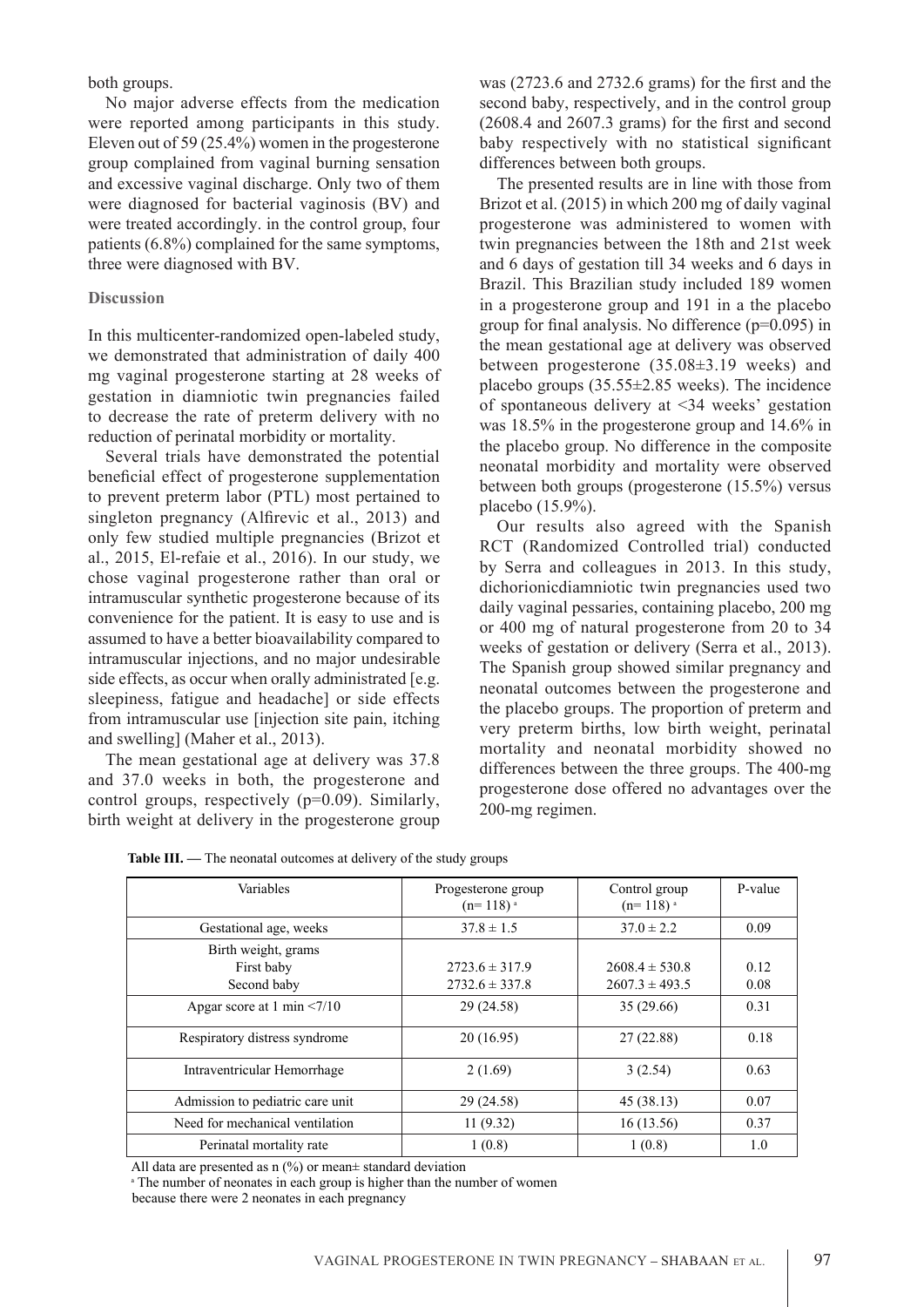both groups.

No major adverse effects from the medication were reported among participants in this study. Eleven out of 59 (25.4%) women in the progesterone group complained from vaginal burning sensation and excessive vaginal discharge. Only two of them were diagnosed for bacterial vaginosis (BV) and were treated accordingly. in the control group, four patients (6.8%) complained for the same symptoms, three were diagnosed with BV.

### Discussion

In this multicenter-randomized open-labeled study, we demonstrated that administration of daily 400 mg vaginal progesterone starting at 28 weeks of gestation in diamniotic twin pregnancies failed to decrease the rate of preterm delivery with no reduction of perinatal morbidity or mortality.

Several trials have demonstrated the potential beneficial effect of progesterone supplementation to prevent preterm labor (PTL) most pertained to singleton pregnancy (Alfirevic et al., 2013) and only few studied multiple pregnancies (Brizot et al., 2015, El-refaie et al., 2016). In our study, we chose vaginal progesterone rather than oral or intramuscular synthetic progesterone because of its convenience for the patient. It is easy to use and is assumed to have a better bioavailability compared to intramuscular injections, and no major undesirable side effects, as occur when orally administrated [e.g. sleepiness, fatigue and headache] or side effects from intramuscular use [injection site pain, itching and swelling] (Maher et al., 2013).

The mean gestational age at delivery was 37.8 and 37.0 weeks in both, the progesterone and control groups, respectively (p=0.09). Similarly, birth weight at delivery in the progesterone group was (2723.6 and 2732.6 grams) for the first and the second baby, respectively, and in the control group (2608.4 and 2607.3 grams) for the first and second baby respectively with no statistical significant differences between both groups.

The presented results are in line with those from Brizot et al. (2015) in which 200 mg of daily vaginal progesterone was administered to women with twin pregnancies between the 18th and 21st week and 6 days of gestation till 34 weeks and 6 days in Brazil. This Brazilian study included 189 women in a progesterone group and 191 in a the placebo group for final analysis. No difference (p=0.095) in the mean gestational age at delivery was observed between progesterone (35.08±3.19 weeks) and placebo groups (35.55±2.85 weeks). The incidence of spontaneous delivery at <34 weeks' gestation was 18.5% in the progesterone group and 14.6% in the placebo group. No difference in the composite neonatal morbidity and mortality were observed between both groups (progesterone (15.5%) versus placebo (15.9%).

Our results also agreed with the Spanish RCT (Randomized Controlled trial) conducted by Serra and colleagues in 2013. In this study, dichorionicdiamniotic twin pregnancies used two daily vaginal pessaries, containing placebo, 200 mg or 400 mg of natural progesterone from 20 to 34 weeks of gestation or delivery (Serra et al., 2013). The Spanish group showed similar pregnancy and neonatal outcomes between the progesterone and the placebo groups. The proportion of preterm and very preterm births, low birth weight, perinatal mortality and neonatal morbidity showed no differences between the three groups. The 400-mg progesterone dose offered no advantages over the 200-mg regimen.

**Table III. —** The neonatal outcomes at delivery of the study groups

| Variables | Progesterone group (n= 118) [a] | Control group (n= 118) [a] | P-value |
|---|---|---|---|
| Gestational age, weeks | 37.8 ± 1.5 | 37.0 ± 2.2 | 0.09 |
| Birth weight, grams | | | |
| First baby | 2723.6 ± 317.9 | 2608.4 ± 530.8 | 0.12 |
| Second baby | 2732.6 ± 337.8 | 2607.3 ± 493.5 | 0.08 |
| Apgar score at 1 min <7/10 | 29 (24.58) | 35 (29.66) | 0.31 |
| Respiratory distress syndrome | 20 (16.95) | 27 (22.88) | 0.18 |
| Intraventricular Hemorrhage | 2 (1.69) | 3 (2.54) | 0.63 |
| Admission to pediatric care unit | 29 (24.58) | 45 (38.13) | 0.07 |
| Need for mechanical ventilation | 11 (9.32) | 16 (13.56) | 0.37 |
| Perinatal mortality rate | 1 (0.8) | 1 (0.8) | 1.0 |

All data are presented as n (%) or mean± standard deviation

[a] The number of neonates in each group is higher than the number of women because there were 2 neonates in each pregnancy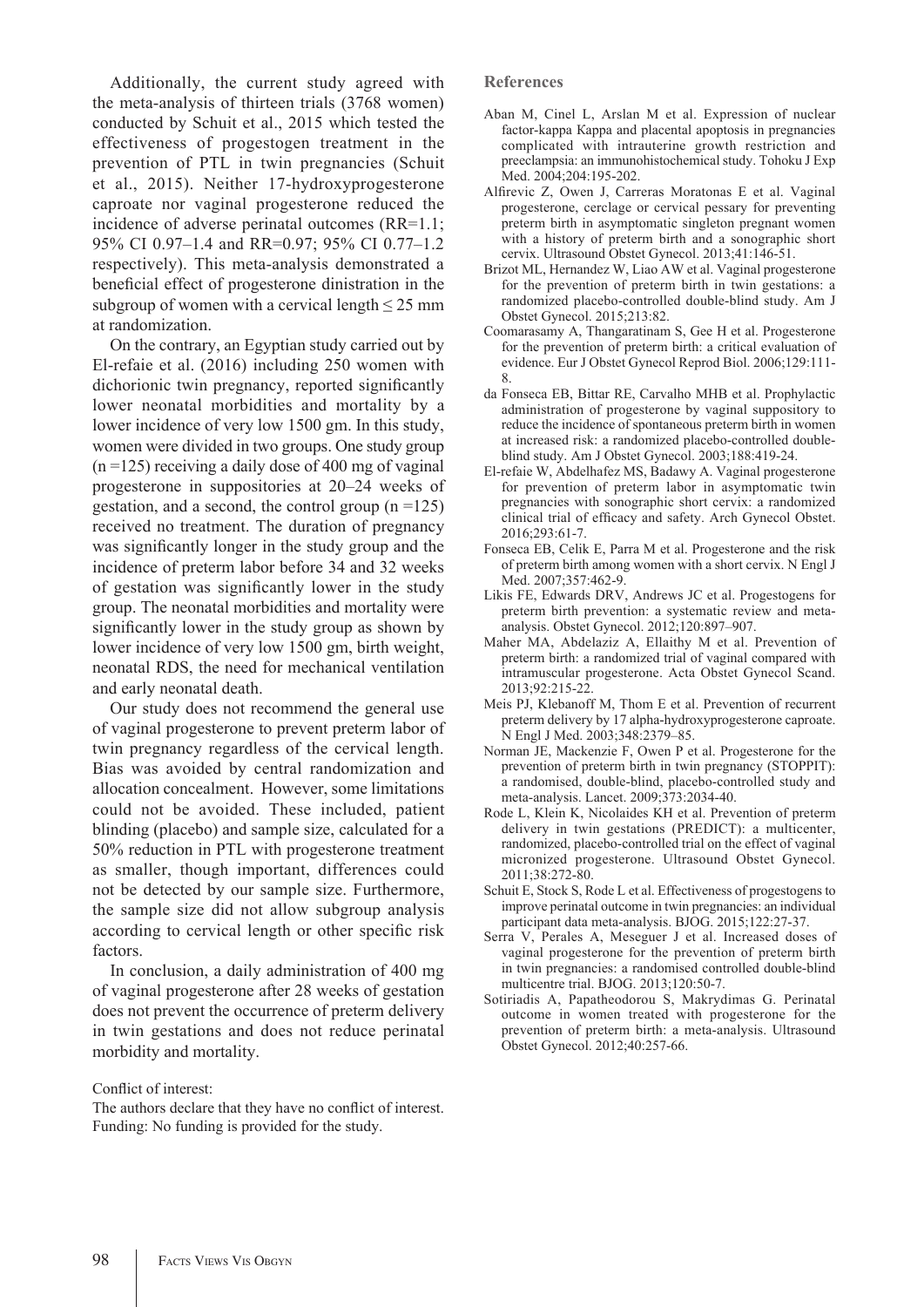Additionally, the current study agreed with the meta-analysis of thirteen trials (3768 women) conducted by Schuit et al., 2015 which tested the effectiveness of progestogen treatment in the prevention of PTL in twin pregnancies (Schuit et al., 2015). Neither 17-hydroxyprogesterone caproate nor vaginal progesterone reduced the incidence of adverse perinatal outcomes (RR=1.1; 95% CI 0.97–1.4 and RR=0.97; 95% CI 0.77–1.2 respectively). This meta-analysis demonstrated a beneficial effect of progesterone dinistration in the subgroup of women with a cervical length ≤ 25 mm at randomization.

On the contrary, an Egyptian study carried out by El-refaie et al. (2016) including 250 women with dichorionic twin pregnancy, reported significantly lower neonatal morbidities and mortality by a lower incidence of very low 1500 gm. In this study, women were divided in two groups. One study group (n =125) receiving a daily dose of 400 mg of vaginal progesterone in suppositories at 20–24 weeks of gestation, and a second, the control group (n =125) received no treatment. The duration of pregnancy was significantly longer in the study group and the incidence of preterm labor before 34 and 32 weeks of gestation was significantly lower in the study group. The neonatal morbidities and mortality were significantly lower in the study group as shown by lower incidence of very low 1500 gm, birth weight, neonatal RDS, the need for mechanical ventilation and early neonatal death.

Our study does not recommend the general use of vaginal progesterone to prevent preterm labor of twin pregnancy regardless of the cervical length. Bias was avoided by central randomization and allocation concealment. However, some limitations could not be avoided. These included, patient blinding (placebo) and sample size, calculated for a 50% reduction in PTL with progesterone treatment as smaller, though important, differences could not be detected by our sample size. Furthermore, the sample size did not allow subgroup analysis according to cervical length or other specific risk factors.

In conclusion, a daily administration of 400 mg of vaginal progesterone after 28 weeks of gestation does not prevent the occurrence of preterm delivery in twin gestations and does not reduce perinatal morbidity and mortality.

Conflict of interest:
The authors declare that they have no conflict of interest.
Funding: No funding is provided for the study.

## References

Aban M, Cinel L, Arslan M et al. Expression of nuclear factor-kappa Kappa and placental apoptosis in pregnancies complicated with intrauterine growth restriction and preeclampsia: an immunohistochemical study. Tohoku J Exp Med. 2004;204:195-202.

Alfirevic Z, Owen J, Carreras Moratonas E et al. Vaginal progesterone, cerclage or cervical pessary for preventing preterm birth in asymptomatic singleton pregnant women with a history of preterm birth and a sonographic short cervix. Ultrasound Obstet Gynecol. 2013;41:146-51.

Brizot ML, Hernandez W, Liao AW et al. Vaginal progesterone for the prevention of preterm birth in twin gestations: a randomized placebo-controlled double-blind study. Am J Obstet Gynecol. 2015;213:82.

Coomarasamy A, Thangaratinam S, Gee H et al. Progesterone for the prevention of preterm birth: a critical evaluation of evidence. Eur J Obstet Gynecol Reprod Biol. 2006;129:111-8.

da Fonseca EB, Bittar RE, Carvalho MHB et al. Prophylactic administration of progesterone by vaginal suppository to reduce the incidence of spontaneous preterm birth in women at increased risk: a randomized placebo-controlled double-blind study. Am J Obstet Gynecol. 2003;188:419-24.

El-refaie W, Abdelhafez MS, Badawy A. Vaginal progesterone for prevention of preterm labor in asymptomatic twin pregnancies with sonographic short cervix: a randomized clinical trial of efficacy and safety. Arch Gynecol Obstet. 2016;293:61-7.

Fonseca EB, Celik E, Parra M et al. Progesterone and the risk of preterm birth among women with a short cervix. N Engl J Med. 2007;357:462-9.

Likis FE, Edwards DRV, Andrews JC et al. Progestogens for preterm birth prevention: a systematic review and meta-analysis. Obstet Gynecol. 2012;120:897–907.

Maher MA, Abdelaziz A, Ellaithy M et al. Prevention of preterm birth: a randomized trial of vaginal compared with intramuscular progesterone. Acta Obstet Gynecol Scand. 2013;92:215-22.

Meis PJ, Klebanoff M, Thom E et al. Prevention of recurrent preterm delivery by 17 alpha-hydroxyprogesterone caproate. N Engl J Med. 2003;348:2379–85.

Norman JE, Mackenzie F, Owen P et al. Progesterone for the prevention of preterm birth in twin pregnancy (STOPPIT): a randomised, double-blind, placebo-controlled study and meta-analysis. Lancet. 2009;373:2034-40.

Rode L, Klein K, Nicolaides KH et al. Prevention of preterm delivery in twin gestations (PREDICT): a multicenter, randomized, placebo-controlled trial on the effect of vaginal micronized progesterone. Ultrasound Obstet Gynecol. 2011;38:272-80.

Schuit E, Stock S, Rode L et al. Effectiveness of progestogens to improve perinatal outcome in twin pregnancies: an individual participant data meta-analysis. BJOG. 2015;122:27-37.

Serra V, Perales A, Meseguer J et al. Increased doses of vaginal progesterone for the prevention of preterm birth in twin pregnancies: a randomised controlled double-blind multicentre trial. BJOG. 2013;120:50-7.

Sotiriadis A, Papatheodorou S, Makrydimas G. Perinatal outcome in women treated with progesterone for the prevention of preterm birth: a meta-analysis. Ultrasound Obstet Gynecol. 2012;40:257-66.